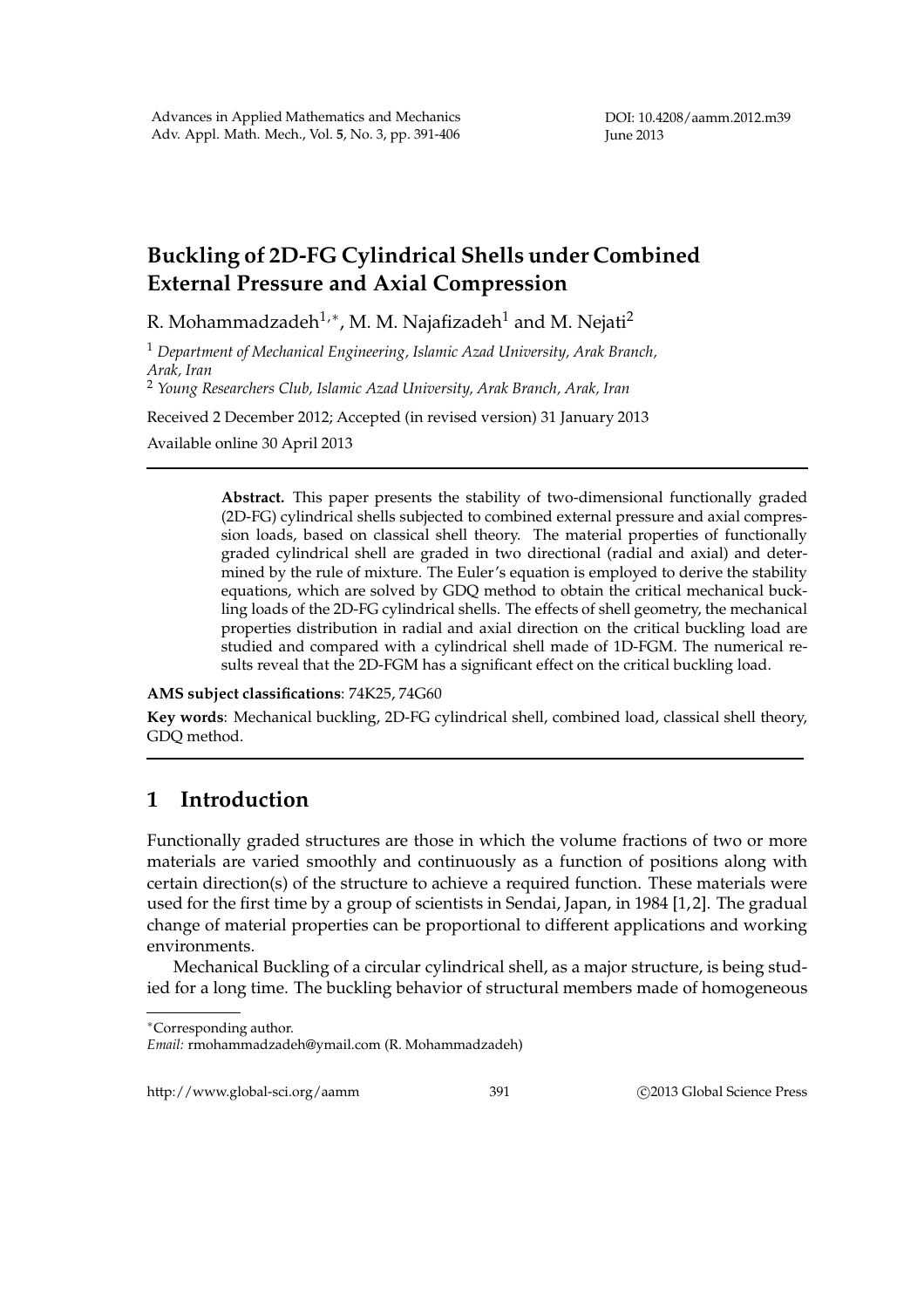# Buckling of 2D-FG Cylindrical Shells under Combined External Pressure and Axial Compression

R. Mohammadzadeh[1,*], M. M. Najafizadeh[1] and M. Nejati[2]

[1] *Department of Mechanical Engineering, Islamic Azad University, Arak Branch, Arak, Iran*

[2] *Young Researchers Club, Islamic Azad University, Arak Branch, Arak, Iran*

Received 2 December 2012; Accepted (in revised version) 31 January 2013

Available online 30 April 2013

---

> **Abstract.** This paper presents the stability of two-dimensional functionally graded (2D-FG) cylindrical shells subjected to combined external pressure and axial compression loads, based on classical shell theory. The material properties of functionally graded cylindrical shell are graded in two directional (radial and axial) and determined by the rule of mixture. The Euler's equation is employed to derive the stability equations, which are solved by GDQ method to obtain the critical mechanical buckling loads of the 2D-FG cylindrical shells. The effects of shell geometry, the mechanical properties distribution in radial and axial direction on the critical buckling load are studied and compared with a cylindrical shell made of 1D-FGM. The numerical results reveal that the 2D-FGM has a significant effect on the critical buckling load.

**AMS subject classifications**: 74K25, 74G60

**Key words**: Mechanical buckling, 2D-FG cylindrical shell, combined load, classical shell theory, GDQ method.

---

## 1 Introduction

Functionally graded structures are those in which the volume fractions of two or more materials are varied smoothly and continuously as a function of positions along with certain direction(s) of the structure to achieve a required function. These materials were used for the first time by a group of scientists in Sendai, Japan, in 1984 [1,2]. The gradual change of material properties can be proportional to different applications and working environments.

Mechanical Buckling of a circular cylindrical shell, as a major structure, is being studied for a long time. The buckling behavior of structural members made of homogeneous

---

*Corresponding author.
*Email:* rmohammadzadeh@ymail.com (R. Mohammadzadeh)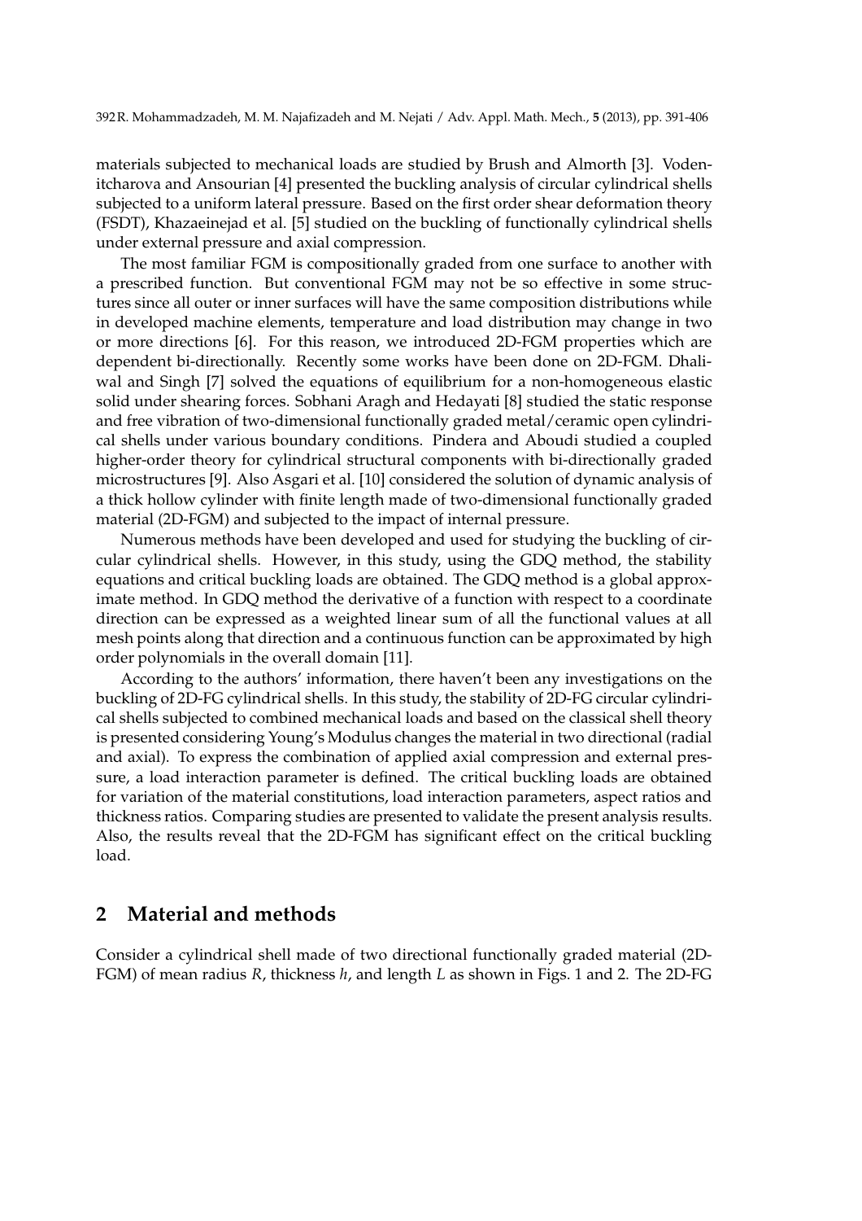materials subjected to mechanical loads are studied by Brush and Almorth [3]. Vodenitcharova and Ansourian [4] presented the buckling analysis of circular cylindrical shells subjected to a uniform lateral pressure. Based on the first order shear deformation theory (FSDT), Khazaeinejad et al. [5] studied on the buckling of functionally cylindrical shells under external pressure and axial compression.

The most familiar FGM is compositionally graded from one surface to another with a prescribed function. But conventional FGM may not be so effective in some structures since all outer or inner surfaces will have the same composition distributions while in developed machine elements, temperature and load distribution may change in two or more directions [6]. For this reason, we introduced 2D-FGM properties which are dependent bi-directionally. Recently some works have been done on 2D-FGM. Dhaliwal and Singh [7] solved the equations of equilibrium for a non-homogeneous elastic solid under shearing forces. Sobhani Aragh and Hedayati [8] studied the static response and free vibration of two-dimensional functionally graded metal/ceramic open cylindrical shells under various boundary conditions. Pindera and Aboudi studied a coupled higher-order theory for cylindrical structural components with bi-directionally graded microstructures [9]. Also Asgari et al. [10] considered the solution of dynamic analysis of a thick hollow cylinder with finite length made of two-dimensional functionally graded material (2D-FGM) and subjected to the impact of internal pressure.

Numerous methods have been developed and used for studying the buckling of circular cylindrical shells. However, in this study, using the GDQ method, the stability equations and critical buckling loads are obtained. The GDQ method is a global approximate method. In GDQ method the derivative of a function with respect to a coordinate direction can be expressed as a weighted linear sum of all the functional values at all mesh points along that direction and a continuous function can be approximated by high order polynomials in the overall domain [11].

According to the authors' information, there haven't been any investigations on the buckling of 2D-FG cylindrical shells. In this study, the stability of 2D-FG circular cylindrical shells subjected to combined mechanical loads and based on the classical shell theory is presented considering Young's Modulus changes the material in two directional (radial and axial). To express the combination of applied axial compression and external pressure, a load interaction parameter is defined. The critical buckling loads are obtained for variation of the material constitutions, load interaction parameters, aspect ratios and thickness ratios. Comparing studies are presented to validate the present analysis results. Also, the results reveal that the 2D-FGM has significant effect on the critical buckling load.

## 2 Material and methods

Consider a cylindrical shell made of two directional functionally graded material (2D-FGM) of mean radius $R$, thickness $h$, and length $L$ as shown in Figs. 1 and 2. The 2D-FG